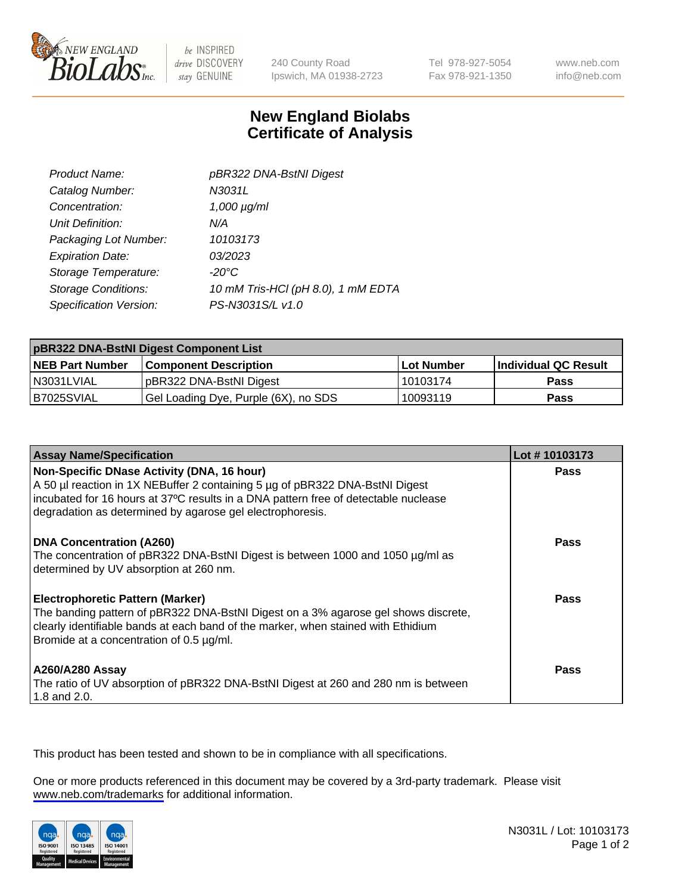New England BioLabs Inc. — be INSPIRED drive DISCOVERY stay GENUINE

240 County Road
Ipswich, MA 01938-2723

Tel 978-927-5054
Fax 978-921-1350

www.neb.com
info@neb.com

# New England Biolabs Certificate of Analysis

| | |
|---|---|
| *Product Name:* | *pBR322 DNA-BstNI Digest* |
| *Catalog Number:* | *N3031L* |
| *Concentration:* | *1,000 µg/ml* |
| *Unit Definition:* | *N/A* |
| *Packaging Lot Number:* | *10103173* |
| *Expiration Date:* | *03/2023* |
| *Storage Temperature:* | *-20°C* |
| *Storage Conditions:* | *10 mM Tris-HCl (pH 8.0), 1 mM EDTA* |
| *Specification Version:* | *PS-N3031S/L v1.0* |

| pBR322 DNA-BstNI Digest Component List | | | |
|---|---|---|---|
| **NEB Part Number** | **Component Description** | **Lot Number** | **Individual QC Result** |
| N3031LVIAL | pBR322 DNA-BstNI Digest | 10103174 | **Pass** |
| B7025SVIAL | Gel Loading Dye, Purple (6X), no SDS | 10093119 | **Pass** |

| Assay Name/Specification | Lot # 10103173 |
|---|---|
| **Non-Specific DNase Activity (DNA, 16 hour)**<br>A 50 µl reaction in 1X NEBuffer 2 containing 5 µg of pBR322 DNA-BstNI Digest incubated for 16 hours at 37ºC results in a DNA pattern free of detectable nuclease degradation as determined by agarose gel electrophoresis. | **Pass** |
| **DNA Concentration (A260)**<br>The concentration of pBR322 DNA-BstNI Digest is between 1000 and 1050 µg/ml as determined by UV absorption at 260 nm. | **Pass** |
| **Electrophoretic Pattern (Marker)**<br>The banding pattern of pBR322 DNA-BstNI Digest on a 3% agarose gel shows discrete, clearly identifiable bands at each band of the marker, when stained with Ethidium Bromide at a concentration of 0.5 µg/ml. | **Pass** |
| **A260/A280 Assay**<br>The ratio of UV absorption of pBR322 DNA-BstNI Digest at 260 and 280 nm is between 1.8 and 2.0. | **Pass** |

This product has been tested and shown to be in compliance with all specifications.

One or more products referenced in this document may be covered by a 3rd-party trademark. Please visit www.neb.com/trademarks for additional information.

ISO 9001 Registered Quality Management | ISO 13485 Registered Medical Devices | ISO 14001 Registered Environmental Management

N3031L / Lot: 10103173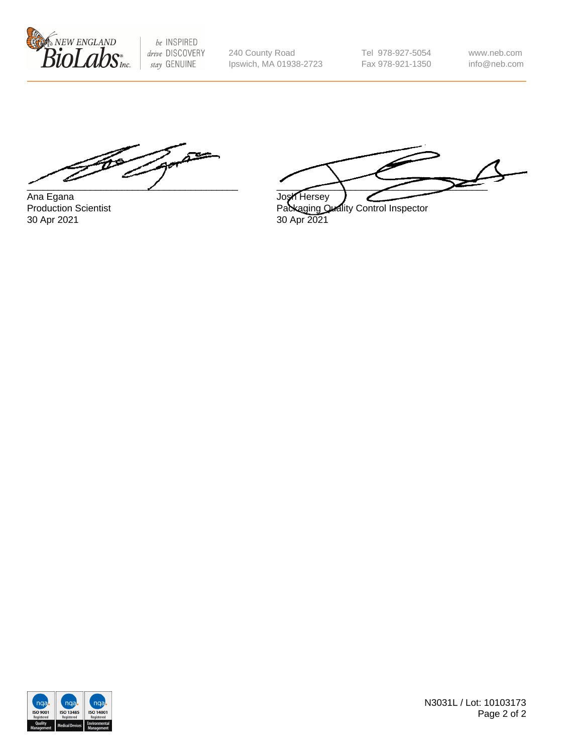Ana Egana
Production Scientist
30 Apr 2021

Josh Hersey
Packaging Quality Control Inspector
30 Apr 2021

N3031L / Lot: 10103173